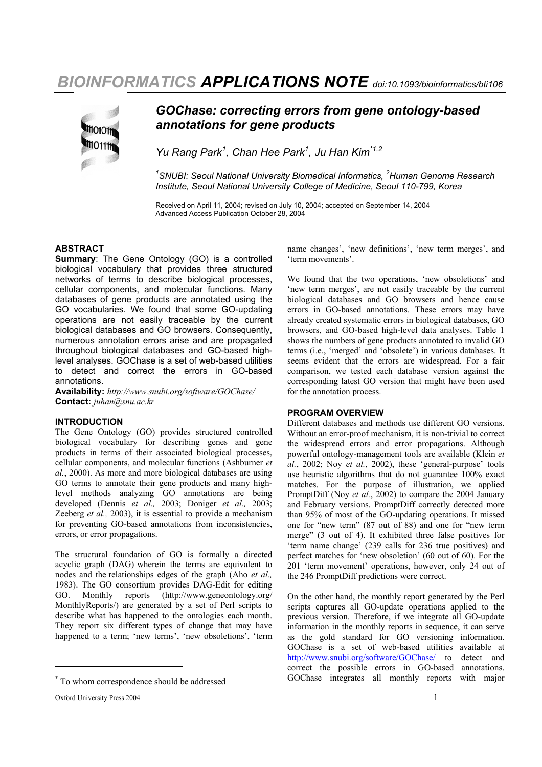BIOINFORMATICS **APPLICATIONS NOTE** *doi:10.1093/bioinformatics/bti106*

# GOChase: correcting errors from gene ontology-based annotations for gene products

*Yu Rang Park[1], Chan Hee Park[1], Ju Han Kim[*1,2]*

[1]SNUBI: Seoul National University Biomedical Informatics, [2]Human Genome Research Institute, Seoul National University College of Medicine, Seoul 110-799, Korea

Received on April 11, 2004; revised on July 10, 2004; accepted on September 14, 2004
Advanced Access Publication October 28, 2004

## ABSTRACT

**Summary**: The Gene Ontology (GO) is a controlled biological vocabulary that provides three structured networks of terms to describe biological processes, cellular components, and molecular functions. Many databases of gene products are annotated using the GO vocabularies. We found that some GO-updating operations are not easily traceable by the current biological databases and GO browsers. Consequently, numerous annotation errors arise and are propagated throughout biological databases and GO-based high-level analyses. GOChase is a set of web-based utilities to detect and correct the errors in GO-based annotations.

**Availability:** *http://www.snubi.org/software/GOChase/*

**Contact:** *juhan@snu.ac.kr*

## INTRODUCTION

The Gene Ontology (GO) provides structured controlled biological vocabulary for describing genes and gene products in terms of their associated biological processes, cellular components, and molecular functions (Ashburner *et al.*, 2000). As more and more biological databases are using GO terms to annotate their gene products and many high-level methods analyzing GO annotations are being developed (Dennis *et al.,* 2003; Doniger *et al.,* 2003; Zeeberg *et al.,* 2003), it is essential to provide a mechanism for preventing GO-based annotations from inconsistencies, errors, or error propagations.

The structural foundation of GO is formally a directed acyclic graph (DAG) wherein the terms are equivalent to nodes and the relationships edges of the graph (Aho *et al.,* 1983). The GO consortium provides DAG-Edit for editing GO. Monthly reports (http://www.geneontology.org/MonthlyReports/) are generated by a set of Perl scripts to describe what has happened to the ontologies each month. They report six different types of change that may have happened to a term; 'new terms', 'new obsoletions', 'term name changes', 'new definitions', 'new term merges', and 'term movements'.

We found that the two operations, 'new obsoletions' and 'new term merges', are not easily traceable by the current biological databases and GO browsers and hence cause errors in GO-based annotations. These errors may have already created systematic errors in biological databases, GO browsers, and GO-based high-level data analyses. Table 1 shows the numbers of gene products annotated to invalid GO terms (i.e., 'merged' and 'obsolete') in various databases. It seems evident that the errors are widespread. For a fair comparison, we tested each database version against the corresponding latest GO version that might have been used for the annotation process.

## PROGRAM OVERVIEW

Different databases and methods use different GO versions. Without an error-proof mechanism, it is non-trivial to correct the widespread errors and error propagations. Although powerful ontology-management tools are available (Klein *et al.*, 2002; Noy *et al.*, 2002), these 'general-purpose' tools use heuristic algorithms that do not guarantee 100% exact matches. For the purpose of illustration, we applied PromptDiff (Noy *et al.*, 2002) to compare the 2004 January and February versions. PromptDiff correctly detected more than 95% of most of the GO-updating operations. It missed one for "new term" (87 out of 88) and one for "new term merge" (3 out of 4). It exhibited three false positives for 'term name change' (239 calls for 236 true positives) and perfect matches for 'new obsoletion' (60 out of 60). For the 201 'term movement' operations, however, only 24 out of the 246 PromptDiff predictions were correct.

On the other hand, the monthly report generated by the Perl scripts captures all GO-update operations applied to the previous version. Therefore, if we integrate all GO-update information in the monthly reports in sequence, it can serve as the gold standard for GO versioning information. GOChase is a set of web-based utilities available at http://www.snubi.org/software/GOChase/ to detect and correct the possible errors in GO-based annotations. GOChase integrates all monthly reports with major

[*] To whom correspondence should be addressed

Oxford University Press 2004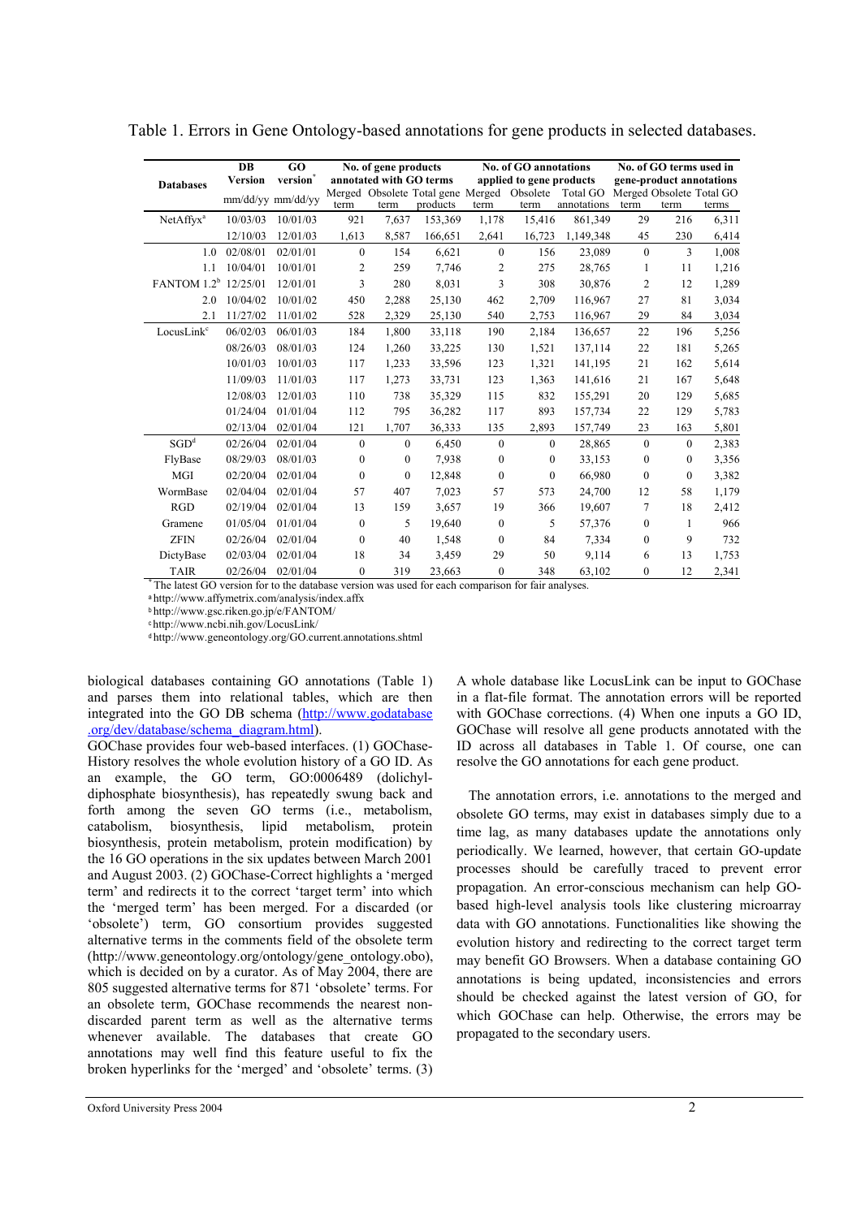Table 1. Errors in Gene Ontology-based annotations for gene products in selected databases.

| Databases | DB Version | GO version[*] | No. of gene products annotated with GO terms | | | No. of GO annotations applied to gene products | | | No. of GO terms used in gene-product annotations | | |
|---|---|---|---|---|---|---|---|---|---|---|---|
| | mm/dd/yy | mm/dd/yy | Merged term | Obsolete term | Total gene products | Merged term | Obsolete term | Total GO annotations | Merged term | Obsolete term | Total GO terms |
| NetAffyx[a] | 10/03/03 | 10/01/03 | 921 | 7,637 | 153,369 | 1,178 | 15,416 | 861,349 | 29 | 216 | 6,311 |
| | 12/10/03 | 12/01/03 | 1,613 | 8,587 | 166,651 | 2,641 | 16,723 | 1,149,348 | 45 | 230 | 6,414 |
| 1.0 | 02/08/01 | 02/01/01 | 0 | 154 | 6,621 | 0 | 156 | 23,089 | 0 | 3 | 1,008 |
| 1.1 | 10/04/01 | 10/01/01 | 2 | 259 | 7,746 | 2 | 275 | 28,765 | 1 | 11 | 1,216 |
| FANTOM 1.2[b] | 12/25/01 | 12/01/01 | 3 | 280 | 8,031 | 3 | 308 | 30,876 | 2 | 12 | 1,289 |
| 2.0 | 10/04/02 | 10/01/02 | 450 | 2,288 | 25,130 | 462 | 2,709 | 116,967 | 27 | 81 | 3,034 |
| 2.1 | 11/27/02 | 11/01/02 | 528 | 2,329 | 25,130 | 540 | 2,753 | 116,967 | 29 | 84 | 3,034 |
| LocusLink[c] | 06/02/03 | 06/01/03 | 184 | 1,800 | 33,118 | 190 | 2,184 | 136,657 | 22 | 196 | 5,256 |
| | 08/26/03 | 08/01/03 | 124 | 1,260 | 33,225 | 130 | 1,521 | 137,114 | 22 | 181 | 5,265 |
| | 10/01/03 | 10/01/03 | 117 | 1,233 | 33,596 | 123 | 1,321 | 141,195 | 21 | 162 | 5,614 |
| | 11/09/03 | 11/01/03 | 117 | 1,273 | 33,731 | 123 | 1,363 | 141,616 | 21 | 167 | 5,648 |
| | 12/08/03 | 12/01/03 | 110 | 738 | 35,329 | 115 | 832 | 155,291 | 20 | 129 | 5,685 |
| | 01/24/04 | 01/01/04 | 112 | 795 | 36,282 | 117 | 893 | 157,734 | 22 | 129 | 5,783 |
| | 02/13/04 | 02/01/04 | 121 | 1,707 | 36,333 | 135 | 2,893 | 157,749 | 23 | 163 | 5,801 |
| SGD[d] | 02/26/04 | 02/01/04 | 0 | 0 | 6,450 | 0 | 0 | 28,865 | 0 | 0 | 2,383 |
| FlyBase | 08/29/03 | 08/01/03 | 0 | 0 | 7,938 | 0 | 0 | 33,153 | 0 | 0 | 3,356 |
| MGI | 02/20/04 | 02/01/04 | 0 | 0 | 12,848 | 0 | 0 | 66,980 | 0 | 0 | 3,382 |
| WormBase | 02/04/04 | 02/01/04 | 57 | 407 | 7,023 | 57 | 573 | 24,700 | 12 | 58 | 1,179 |
| RGD | 02/19/04 | 02/01/04 | 13 | 159 | 3,657 | 19 | 366 | 19,607 | 7 | 18 | 2,412 |
| Gramene | 01/05/04 | 01/01/04 | 0 | 5 | 19,640 | 0 | 5 | 57,376 | 0 | 1 | 966 |
| ZFIN | 02/26/04 | 02/01/04 | 0 | 40 | 1,548 | 0 | 84 | 7,334 | 0 | 9 | 732 |
| DictyBase | 02/03/04 | 02/01/04 | 18 | 34 | 3,459 | 29 | 50 | 9,114 | 6 | 13 | 1,753 |
| TAIR | 02/26/04 | 02/01/04 | 0 | 319 | 23,663 | 0 | 348 | 63,102 | 0 | 12 | 2,341 |

[*] The latest GO version for to the database version was used for each comparison for fair analyses.
[a] http://www.affymetrix.com/analysis/index.affx
[b] http://www.gsc.riken.go.jp/e/FANTOM/
[c] http://www.ncbi.nih.gov/LocusLink/
[d] http://www.geneontology.org/GO.current.annotations.shtml

biological databases containing GO annotations (Table 1) and parses them into relational tables, which are then integrated into the GO DB schema (http://www.godatabase.org/dev/database/schema_diagram.html).

GOChase provides four web-based interfaces. (1) GOChase-History resolves the whole evolution history of a GO ID. As an example, the GO term, GO:0006489 (dolichyl-diphosphate biosynthesis), has repeatedly swung back and forth among the seven GO terms (i.e., metabolism, catabolism, biosynthesis, lipid metabolism, protein biosynthesis, protein metabolism, protein modification) by the 16 GO operations in the six updates between March 2001 and August 2003. (2) GOChase-Correct highlights a 'merged term' and redirects it to the correct 'target term' into which the 'merged term' has been merged. For a discarded (or 'obsolete') term, GO consortium provides suggested alternative terms in the comments field of the obsolete term (http://www.geneontology.org/ontology/gene_ontology.obo), which is decided on by a curator. As of May 2004, there are 805 suggested alternative terms for 871 'obsolete' terms. For an obsolete term, GOChase recommends the nearest non-discarded parent term as well as the alternative terms whenever available. The databases that create GO annotations may well find this feature useful to fix the broken hyperlinks for the 'merged' and 'obsolete' terms. (3) A whole database like LocusLink can be input to GOChase in a flat-file format. The annotation errors will be reported with GOChase corrections. (4) When one inputs a GO ID, GOChase will resolve all gene products annotated with the ID across all databases in Table 1. Of course, one can resolve the GO annotations for each gene product.

The annotation errors, i.e. annotations to the merged and obsolete GO terms, may exist in databases simply due to a time lag, as many databases update the annotations only periodically. We learned, however, that certain GO-update processes should be carefully traced to prevent error propagation. An error-conscious mechanism can help GO-based high-level analysis tools like clustering microarray data with GO annotations. Functionalities like showing the evolution history and redirecting to the correct target term may benefit GO Browsers. When a database containing GO annotations is being updated, inconsistencies and errors should be checked against the latest version of GO, for which GOChase can help. Otherwise, the errors may be propagated to the secondary users.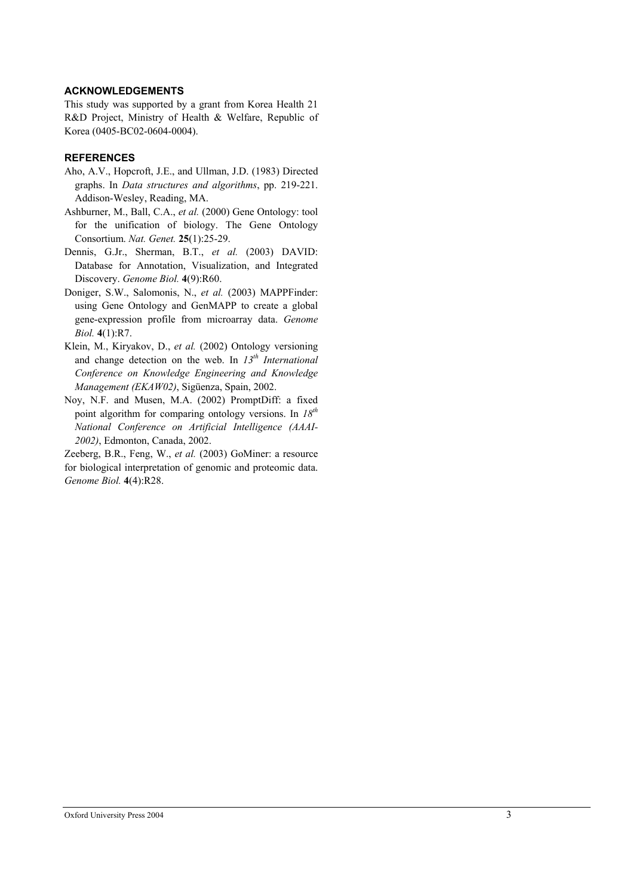## ACKNOWLEDGEMENTS

This study was supported by a grant from Korea Health 21 R&D Project, Ministry of Health & Welfare, Republic of Korea (0405-BC02-0604-0004).

## REFERENCES

Aho, A.V., Hopcroft, J.E., and Ullman, J.D. (1983) Directed graphs. In *Data structures and algorithms*, pp. 219-221. Addison-Wesley, Reading, MA.

Ashburner, M., Ball, C.A., *et al.* (2000) Gene Ontology: tool for the unification of biology. The Gene Ontology Consortium. *Nat. Genet.* **25**(1):25-29.

Dennis, G.Jr., Sherman, B.T., *et al.* (2003) DAVID: Database for Annotation, Visualization, and Integrated Discovery. *Genome Biol.* **4**(9):R60.

Doniger, S.W., Salomonis, N., *et al.* (2003) MAPPFinder: using Gene Ontology and GenMAPP to create a global gene-expression profile from microarray data. *Genome Biol.* **4**(1):R7.

Klein, M., Kiryakov, D., *et al.* (2002) Ontology versioning and change detection on the web. In *13th International Conference on Knowledge Engineering and Knowledge Management (EKAW02)*, Sigüenza, Spain, 2002.

Noy, N.F. and Musen, M.A. (2002) PromptDiff: a fixed point algorithm for comparing ontology versions. In *18th National Conference on Artificial Intelligence (AAAI-2002)*, Edmonton, Canada, 2002.

Zeeberg, B.R., Feng, W., *et al.* (2003) GoMiner: a resource for biological interpretation of genomic and proteomic data. *Genome Biol.* **4**(4):R28.